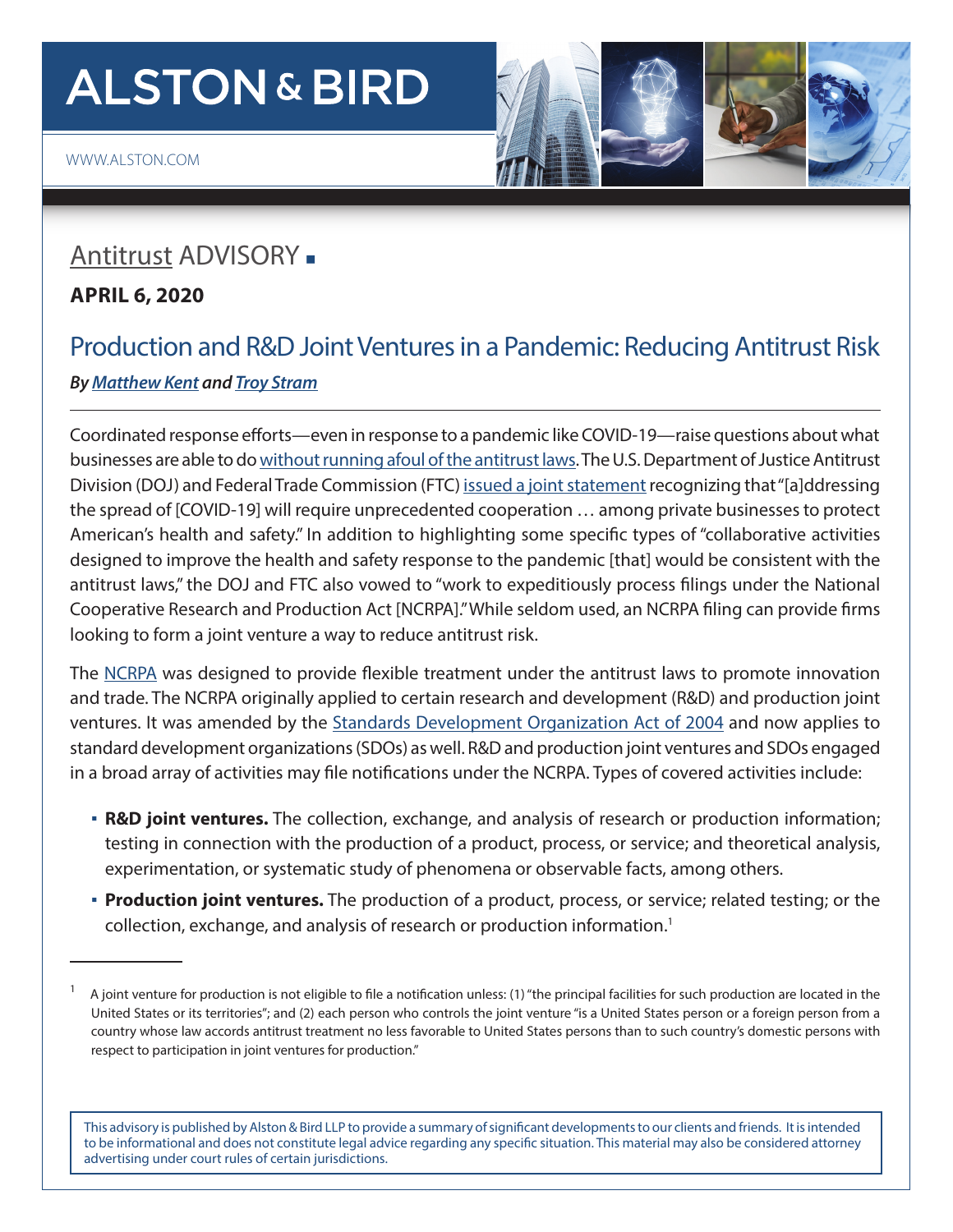# ALSTON & BIRD

WWW.ALSTON.COM

## Antitrust ADVISORY

**APRIL 6, 2020**

## Production and R&D Joint Ventures in a Pandemic: Reducing Antitrust Risk

***By Matthew Kent and Troy Stram***

Coordinated response efforts—even in response to a pandemic like COVID-19—raise questions about what businesses are able to do without running afoul of the antitrust laws. The U.S. Department of Justice Antitrust Division (DOJ) and Federal Trade Commission (FTC) issued a joint statement recognizing that "[a]ddressing the spread of [COVID-19] will require unprecedented cooperation … among private businesses to protect American's health and safety." In addition to highlighting some specific types of "collaborative activities designed to improve the health and safety response to the pandemic [that] would be consistent with the antitrust laws," the DOJ and FTC also vowed to "work to expeditiously process filings under the National Cooperative Research and Production Act [NCRPA]." While seldom used, an NCRPA filing can provide firms looking to form a joint venture a way to reduce antitrust risk.

The NCRPA was designed to provide flexible treatment under the antitrust laws to promote innovation and trade. The NCRPA originally applied to certain research and development (R&D) and production joint ventures. It was amended by the Standards Development Organization Act of 2004 and now applies to standard development organizations (SDOs) as well. R&D and production joint ventures and SDOs engaged in a broad array of activities may file notifications under the NCRPA. Types of covered activities include:

- **R&D joint ventures.** The collection, exchange, and analysis of research or production information; testing in connection with the production of a product, process, or service; and theoretical analysis, experimentation, or systematic study of phenomena or observable facts, among others.
- **Production joint ventures.** The production of a product, process, or service; related testing; or the collection, exchange, and analysis of research or production information.[1]

---

[1] A joint venture for production is not eligible to file a notification unless: (1) "the principal facilities for such production are located in the United States or its territories"; and (2) each person who controls the joint venture "is a United States person or a foreign person from a country whose law accords antitrust treatment no less favorable to United States persons than to such country's domestic persons with respect to participation in joint ventures for production."

This advisory is published by Alston & Bird LLP to provide a summary of significant developments to our clients and friends. It is intended to be informational and does not constitute legal advice regarding any specific situation. This material may also be considered attorney advertising under court rules of certain jurisdictions.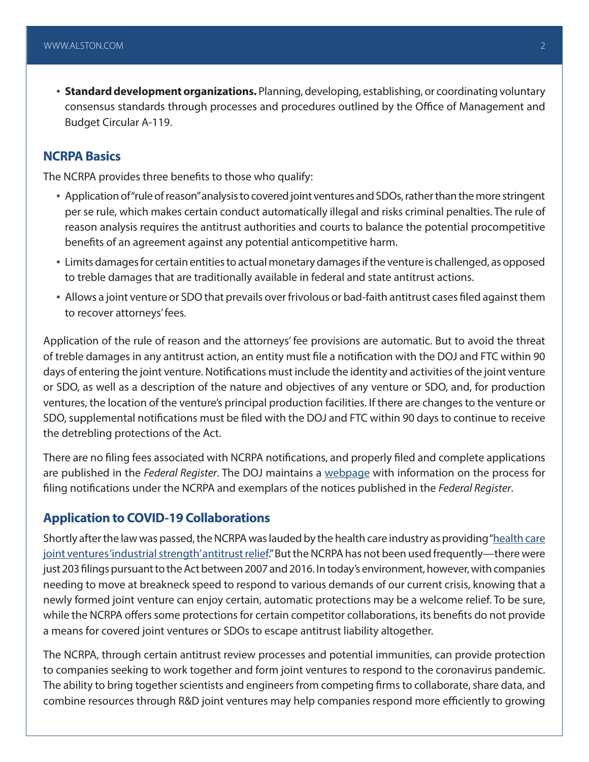- **Standard development organizations.** Planning, developing, establishing, or coordinating voluntary consensus standards through processes and procedures outlined by the Office of Management and Budget Circular A-119.

## NCRPA Basics

The NCRPA provides three benefits to those who qualify:

- Application of "rule of reason" analysis to covered joint ventures and SDOs, rather than the more stringent per se rule, which makes certain conduct automatically illegal and risks criminal penalties. The rule of reason analysis requires the antitrust authorities and courts to balance the potential procompetitive benefits of an agreement against any potential anticompetitive harm.
- Limits damages for certain entities to actual monetary damages if the venture is challenged, as opposed to treble damages that are traditionally available in federal and state antitrust actions.
- Allows a joint venture or SDO that prevails over frivolous or bad-faith antitrust cases filed against them to recover attorneys' fees.

Application of the rule of reason and the attorneys' fee provisions are automatic. But to avoid the threat of treble damages in any antitrust action, an entity must file a notification with the DOJ and FTC within 90 days of entering the joint venture. Notifications must include the identity and activities of the joint venture or SDO, as well as a description of the nature and objectives of any venture or SDO, and, for production ventures, the location of the venture's principal production facilities. If there are changes to the venture or SDO, supplemental notifications must be filed with the DOJ and FTC within 90 days to continue to receive the detrebling protections of the Act.

There are no filing fees associated with NCRPA notifications, and properly filed and complete applications are published in the *Federal Register*. The DOJ maintains a webpage with information on the process for filing notifications under the NCRPA and exemplars of the notices published in the *Federal Register*.

## Application to COVID-19 Collaborations

Shortly after the law was passed, the NCRPA was lauded by the health care industry as providing "health care joint ventures 'industrial strength' antitrust relief." But the NCRPA has not been used frequently—there were just 203 filings pursuant to the Act between 2007 and 2016. In today's environment, however, with companies needing to move at breakneck speed to respond to various demands of our current crisis, knowing that a newly formed joint venture can enjoy certain, automatic protections may be a welcome relief. To be sure, while the NCRPA offers some protections for certain competitor collaborations, its benefits do not provide a means for covered joint ventures or SDOs to escape antitrust liability altogether.

The NCRPA, through certain antitrust review processes and potential immunities, can provide protection to companies seeking to work together and form joint ventures to respond to the coronavirus pandemic. The ability to bring together scientists and engineers from competing firms to collaborate, share data, and combine resources through R&D joint ventures may help companies respond more efficiently to growing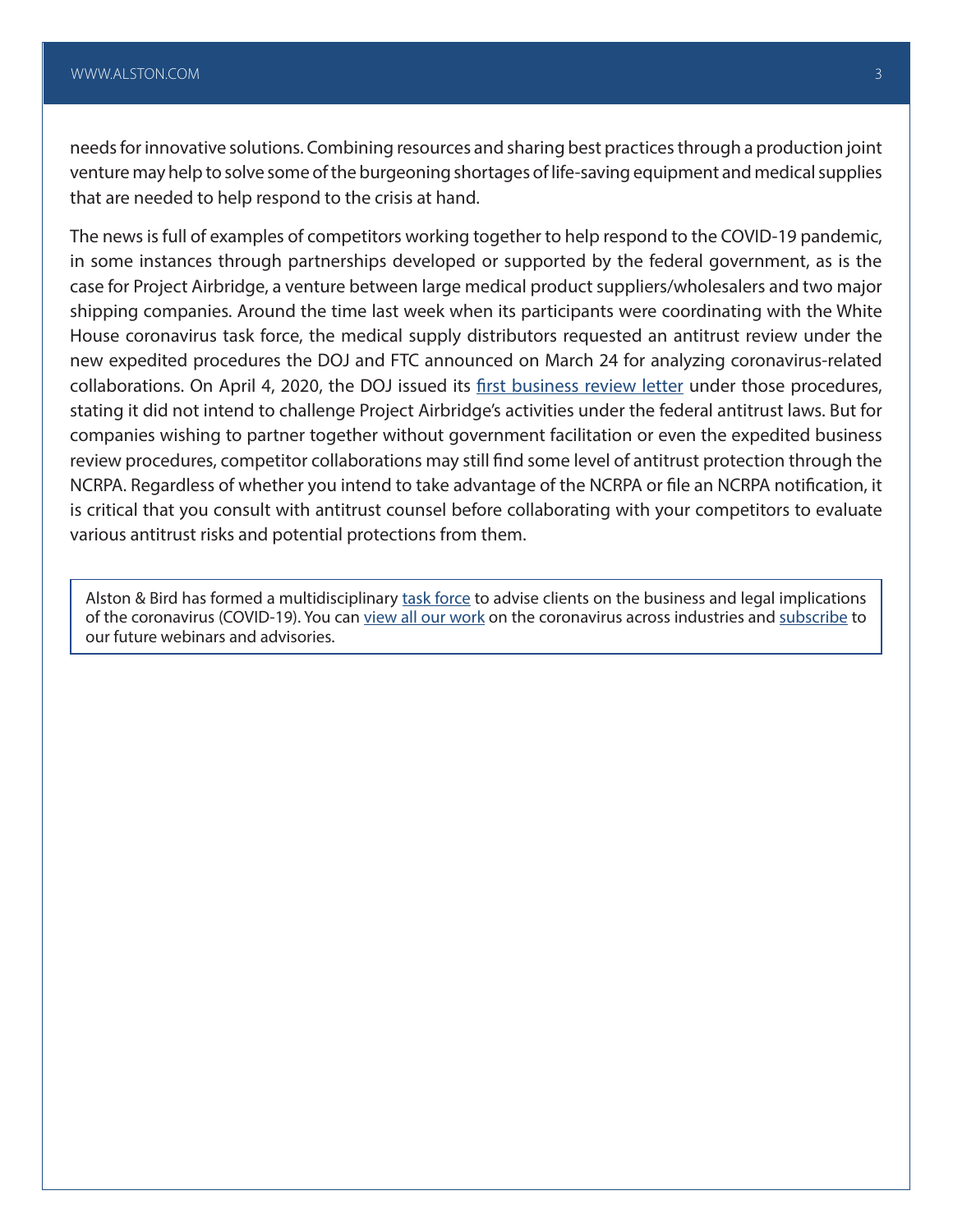needs for innovative solutions. Combining resources and sharing best practices through a production joint venture may help to solve some of the burgeoning shortages of life-saving equipment and medical supplies that are needed to help respond to the crisis at hand.

The news is full of examples of competitors working together to help respond to the COVID-19 pandemic, in some instances through partnerships developed or supported by the federal government, as is the case for Project Airbridge, a venture between large medical product suppliers/wholesalers and two major shipping companies. Around the time last week when its participants were coordinating with the White House coronavirus task force, the medical supply distributors requested an antitrust review under the new expedited procedures the DOJ and FTC announced on March 24 for analyzing coronavirus-related collaborations. On April 4, 2020, the DOJ issued its first business review letter under those procedures, stating it did not intend to challenge Project Airbridge's activities under the federal antitrust laws. But for companies wishing to partner together without government facilitation or even the expedited business review procedures, competitor collaborations may still find some level of antitrust protection through the NCRPA. Regardless of whether you intend to take advantage of the NCRPA or file an NCRPA notification, it is critical that you consult with antitrust counsel before collaborating with your competitors to evaluate various antitrust risks and potential protections from them.

Alston & Bird has formed a multidisciplinary task force to advise clients on the business and legal implications of the coronavirus (COVID-19). You can view all our work on the coronavirus across industries and subscribe to our future webinars and advisories.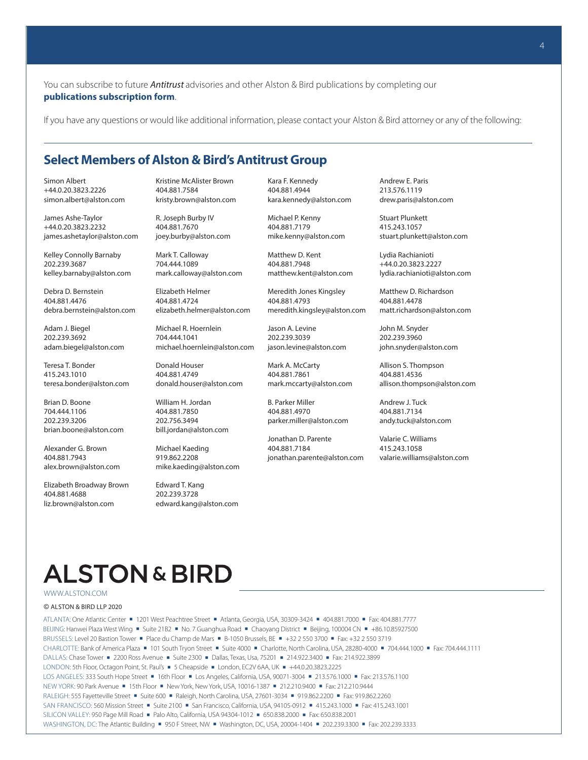You can subscribe to future *Antitrust* advisories and other Alston & Bird publications by completing our **publications subscription form**.

If you have any questions or would like additional information, please contact your Alston & Bird attorney or any of the following:

## Select Members of Alston & Bird's Antitrust Group

Simon Albert
+44.0.20.3823.2226
simon.albert@alston.com

James Ashe-Taylor
+44.0.20.3823.2232
james.ashetaylor@alston.com

Kelley Connolly Barnaby
202.239.3687
kelley.barnaby@alston.com

Debra D. Bernstein
404.881.4476
debra.bernstein@alston.com

Adam J. Biegel
202.239.3692
adam.biegel@alston.com

Teresa T. Bonder
415.243.1010
teresa.bonder@alston.com

Brian D. Boone
704.444.1106
202.239.3206
brian.boone@alston.com

Alexander G. Brown
404.881.7943
alex.brown@alston.com

Elizabeth Broadway Brown
404.881.4688
liz.brown@alston.com

Kristine McAlister Brown
404.881.7584
kristy.brown@alston.com

R. Joseph Burby IV
404.881.7670
joey.burby@alston.com

Mark T. Calloway
704.444.1089
mark.calloway@alston.com

Elizabeth Helmer
404.881.4724
elizabeth.helmer@alston.com

Michael R. Hoernlein
704.444.1041
michael.hoernlein@alston.com

Donald Houser
404.881.4749
donald.houser@alston.com

William H. Jordan
404.881.7850
202.756.3494
bill.jordan@alston.com

Michael Kaeding
919.862.2208
mike.kaeding@alston.com

Edward T. Kang
202.239.3728
edward.kang@alston.com

Kara F. Kennedy
404.881.4944
kara.kennedy@alston.com

Michael P. Kenny
404.881.7179
mike.kenny@alston.com

Matthew D. Kent
404.881.7948
matthew.kent@alston.com

Meredith Jones Kingsley
404.881.4793
meredith.kingsley@alston.com

Jason A. Levine
202.239.3039
jason.levine@alston.com

Mark A. McCarty
404.881.7861
mark.mccarty@alston.com

B. Parker Miller
404.881.4970
parker.miller@alston.com

Jonathan D. Parente
404.881.7184
jonathan.parente@alston.com

Andrew E. Paris
213.576.1119
drew.paris@alston.com

Stuart Plunkett
415.243.1057
stuart.plunkett@alston.com

Lydia Rachianioti
+44.0.20.3823.2227
lydia.rachianioti@alston.com

Matthew D. Richardson
404.881.4478
matt.richardson@alston.com

John M. Snyder
202.239.3960
john.snyder@alston.com

Allison S. Thompson
404.881.4536
allison.thompson@alston.com

Andrew J. Tuck
404.881.7134
andy.tuck@alston.com

Valarie C. Williams
415.243.1058
valarie.williams@alston.com

**ALSTON & BIRD**

WWW.ALSTON.COM

© ALSTON & BIRD LLP 2020

ATLANTA: One Atlantic Center ■ 1201 West Peachtree Street ■ Atlanta, Georgia, USA, 30309-3424 ■ 404.881.7000 ■ Fax: 404.881.7777
BEIJING: Hanwei Plaza West Wing ■ Suite 21B2 ■ No. 7 Guanghua Road ■ Chaoyang District ■ Beijing, 100004 CN ■ +86.10.85927500
BRUSSELS: Level 20 Bastion Tower ■ Place du Champ de Mars ■ B-1050 Brussels, BE ■ +32 2 550 3700 ■ Fax: +32 2 550 3719
CHARLOTTE: Bank of America Plaza ■ 101 South Tryon Street ■ Suite 4000 ■ Charlotte, North Carolina, USA, 28280-4000 ■ 704.444.1000 ■ Fax: 704.444.1111
DALLAS: Chase Tower ■ 2200 Ross Avenue ■ Suite 2300 ■ Dallas, Texas, Usa, 75201 ■ 214.922.3400 ■ Fax: 214.922.3899
LONDON: 5th Floor, Octagon Point, St. Paul's ■ 5 Cheapside ■ London, EC2V 6AA, UK ■ +44.0.20.3823.2225
LOS ANGELES: 333 South Hope Street ■ 16th Floor ■ Los Angeles, California, USA, 90071-3004 ■ 213.576.1000 ■ Fax: 213.576.1100
NEW YORK: 90 Park Avenue ■ 15th Floor ■ New York, New York, USA, 10016-1387 ■ 212.210.9400 ■ Fax: 212.210.9444
RALEIGH: 555 Fayetteville Street ■ Suite 600 ■ Raleigh, North Carolina, USA, 27601-3034 ■ 919.862.2200 ■ Fax: 919.862.2260
SAN FRANCISCO: 560 Mission Street ■ Suite 2100 ■ San Francisco, California, USA, 94105-0912 ■ 415.243.1000 ■ Fax: 415.243.1001
SILICON VALLEY: 950 Page Mill Road ■ Palo Alto, California, USA 94304-1012 ■ 650.838.2000 ■ Fax: 650.838.2001
WASHINGTON, DC: The Atlantic Building ■ 950 F Street, NW ■ Washington, DC, USA, 20004-1404 ■ 202.239.3300 ■ Fax: 202.239.3333